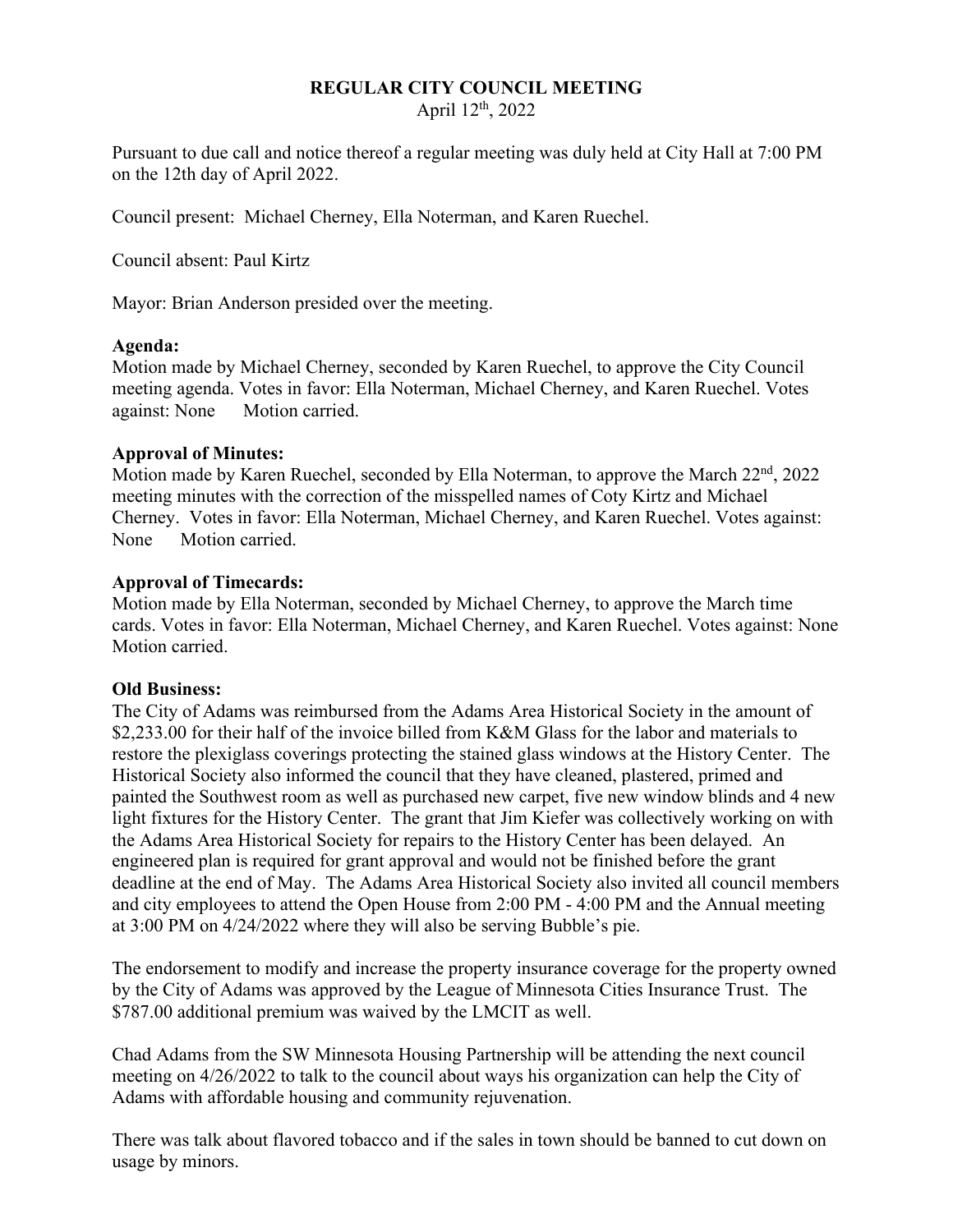# REGULAR CITY COUNCIL MEETING

April 12th, 2022

Pursuant to due call and notice thereof a regular meeting was duly held at City Hall at 7:00 PM on the 12th day of April 2022.

Council present: Michael Cherney, Ella Noterman, and Karen Ruechel.

Council absent: Paul Kirtz

Mayor: Brian Anderson presided over the meeting.

**Agenda:**
Motion made by Michael Cherney, seconded by Karen Ruechel, to approve the City Council meeting agenda. Votes in favor: Ella Noterman, Michael Cherney, and Karen Ruechel. Votes against: None Motion carried.

**Approval of Minutes:**
Motion made by Karen Ruechel, seconded by Ella Noterman, to approve the March 22nd, 2022 meeting minutes with the correction of the misspelled names of Coty Kirtz and Michael Cherney. Votes in favor: Ella Noterman, Michael Cherney, and Karen Ruechel. Votes against: None Motion carried.

**Approval of Timecards:**
Motion made by Ella Noterman, seconded by Michael Cherney, to approve the March time cards. Votes in favor: Ella Noterman, Michael Cherney, and Karen Ruechel. Votes against: None Motion carried.

**Old Business:**
The City of Adams was reimbursed from the Adams Area Historical Society in the amount of $2,233.00 for their half of the invoice billed from K&M Glass for the labor and materials to restore the plexiglass coverings protecting the stained glass windows at the History Center. The Historical Society also informed the council that they have cleaned, plastered, primed and painted the Southwest room as well as purchased new carpet, five new window blinds and 4 new light fixtures for the History Center. The grant that Jim Kiefer was collectively working on with the Adams Area Historical Society for repairs to the History Center has been delayed. An engineered plan is required for grant approval and would not be finished before the grant deadline at the end of May. The Adams Area Historical Society also invited all council members and city employees to attend the Open House from 2:00 PM - 4:00 PM and the Annual meeting at 3:00 PM on 4/24/2022 where they will also be serving Bubble's pie.

The endorsement to modify and increase the property insurance coverage for the property owned by the City of Adams was approved by the League of Minnesota Cities Insurance Trust. The $787.00 additional premium was waived by the LMCIT as well.

Chad Adams from the SW Minnesota Housing Partnership will be attending the next council meeting on 4/26/2022 to talk to the council about ways his organization can help the City of Adams with affordable housing and community rejuvenation.

There was talk about flavored tobacco and if the sales in town should be banned to cut down on usage by minors.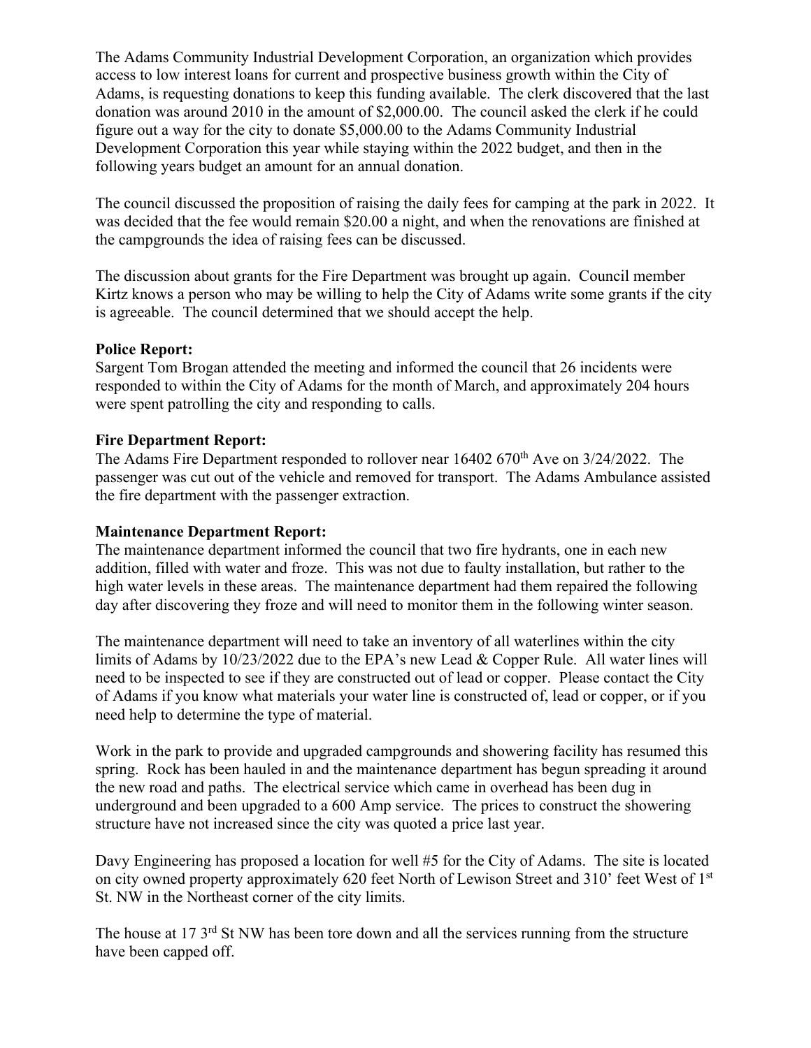The Adams Community Industrial Development Corporation, an organization which provides access to low interest loans for current and prospective business growth within the City of Adams, is requesting donations to keep this funding available. The clerk discovered that the last donation was around 2010 in the amount of $2,000.00. The council asked the clerk if he could figure out a way for the city to donate $5,000.00 to the Adams Community Industrial Development Corporation this year while staying within the 2022 budget, and then in the following years budget an amount for an annual donation.

The council discussed the proposition of raising the daily fees for camping at the park in 2022. It was decided that the fee would remain $20.00 a night, and when the renovations are finished at the campgrounds the idea of raising fees can be discussed.

The discussion about grants for the Fire Department was brought up again. Council member Kirtz knows a person who may be willing to help the City of Adams write some grants if the city is agreeable. The council determined that we should accept the help.

**Police Report:**
Sargent Tom Brogan attended the meeting and informed the council that 26 incidents were responded to within the City of Adams for the month of March, and approximately 204 hours were spent patrolling the city and responding to calls.

**Fire Department Report:**
The Adams Fire Department responded to rollover near 16402 670th Ave on 3/24/2022. The passenger was cut out of the vehicle and removed for transport. The Adams Ambulance assisted the fire department with the passenger extraction.

**Maintenance Department Report:**
The maintenance department informed the council that two fire hydrants, one in each new addition, filled with water and froze. This was not due to faulty installation, but rather to the high water levels in these areas. The maintenance department had them repaired the following day after discovering they froze and will need to monitor them in the following winter season.

The maintenance department will need to take an inventory of all waterlines within the city limits of Adams by 10/23/2022 due to the EPA's new Lead & Copper Rule. All water lines will need to be inspected to see if they are constructed out of lead or copper. Please contact the City of Adams if you know what materials your water line is constructed of, lead or copper, or if you need help to determine the type of material.

Work in the park to provide and upgraded campgrounds and showering facility has resumed this spring. Rock has been hauled in and the maintenance department has begun spreading it around the new road and paths. The electrical service which came in overhead has been dug in underground and been upgraded to a 600 Amp service. The prices to construct the showering structure have not increased since the city was quoted a price last year.

Davy Engineering has proposed a location for well #5 for the City of Adams. The site is located on city owned property approximately 620 feet North of Lewison Street and 310' feet West of 1st St. NW in the Northeast corner of the city limits.

The house at 17 3rd St NW has been tore down and all the services running from the structure have been capped off.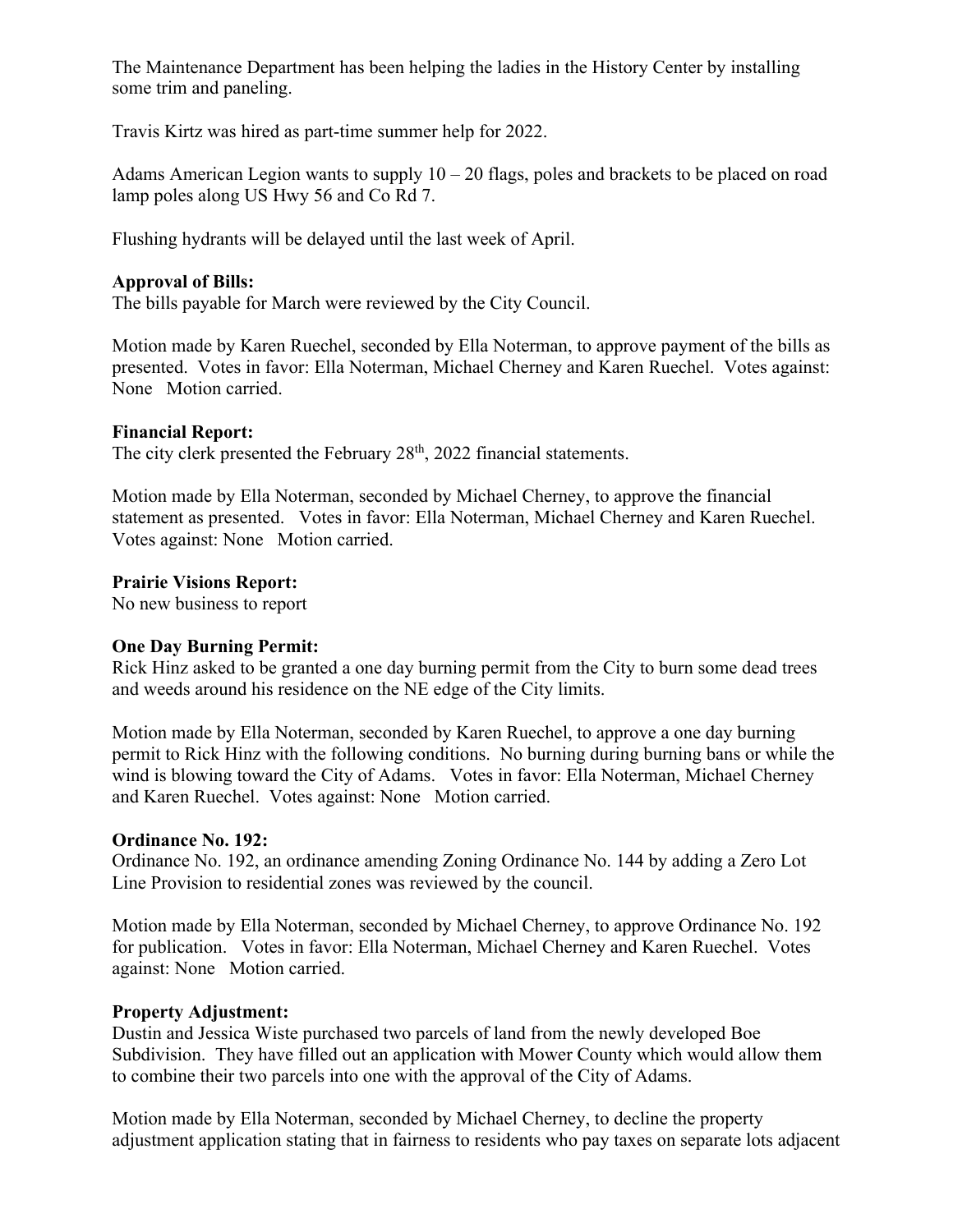The Maintenance Department has been helping the ladies in the History Center by installing some trim and paneling.

Travis Kirtz was hired as part-time summer help for 2022.

Adams American Legion wants to supply 10 – 20 flags, poles and brackets to be placed on road lamp poles along US Hwy 56 and Co Rd 7.

Flushing hydrants will be delayed until the last week of April.

**Approval of Bills:**
The bills payable for March were reviewed by the City Council.

Motion made by Karen Ruechel, seconded by Ella Noterman, to approve payment of the bills as presented. Votes in favor: Ella Noterman, Michael Cherney and Karen Ruechel. Votes against: None Motion carried.

**Financial Report:**
The city clerk presented the February 28th, 2022 financial statements.

Motion made by Ella Noterman, seconded by Michael Cherney, to approve the financial statement as presented. Votes in favor: Ella Noterman, Michael Cherney and Karen Ruechel. Votes against: None Motion carried.

**Prairie Visions Report:**
No new business to report

**One Day Burning Permit:**
Rick Hinz asked to be granted a one day burning permit from the City to burn some dead trees and weeds around his residence on the NE edge of the City limits.

Motion made by Ella Noterman, seconded by Karen Ruechel, to approve a one day burning permit to Rick Hinz with the following conditions. No burning during burning bans or while the wind is blowing toward the City of Adams. Votes in favor: Ella Noterman, Michael Cherney and Karen Ruechel. Votes against: None Motion carried.

**Ordinance No. 192:**
Ordinance No. 192, an ordinance amending Zoning Ordinance No. 144 by adding a Zero Lot Line Provision to residential zones was reviewed by the council.

Motion made by Ella Noterman, seconded by Michael Cherney, to approve Ordinance No. 192 for publication. Votes in favor: Ella Noterman, Michael Cherney and Karen Ruechel. Votes against: None Motion carried.

**Property Adjustment:**
Dustin and Jessica Wiste purchased two parcels of land from the newly developed Boe Subdivision. They have filled out an application with Mower County which would allow them to combine their two parcels into one with the approval of the City of Adams.

Motion made by Ella Noterman, seconded by Michael Cherney, to decline the property adjustment application stating that in fairness to residents who pay taxes on separate lots adjacent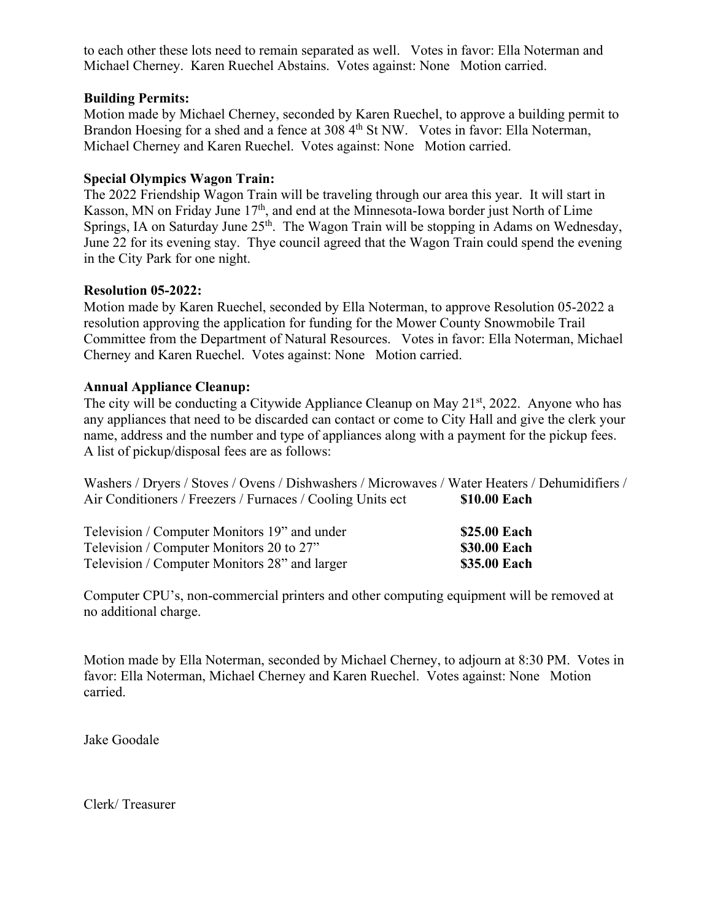to each other these lots need to remain separated as well. Votes in favor: Ella Noterman and Michael Cherney. Karen Ruechel Abstains. Votes against: None Motion carried.

**Building Permits:**
Motion made by Michael Cherney, seconded by Karen Ruechel, to approve a building permit to Brandon Hoesing for a shed and a fence at 308 4th St NW. Votes in favor: Ella Noterman, Michael Cherney and Karen Ruechel. Votes against: None Motion carried.

**Special Olympics Wagon Train:**
The 2022 Friendship Wagon Train will be traveling through our area this year. It will start in Kasson, MN on Friday June 17th, and end at the Minnesota-Iowa border just North of Lime Springs, IA on Saturday June 25th. The Wagon Train will be stopping in Adams on Wednesday, June 22 for its evening stay. Thye council agreed that the Wagon Train could spend the evening in the City Park for one night.

**Resolution 05-2022:**
Motion made by Karen Ruechel, seconded by Ella Noterman, to approve Resolution 05-2022 a resolution approving the application for funding for the Mower County Snowmobile Trail Committee from the Department of Natural Resources. Votes in favor: Ella Noterman, Michael Cherney and Karen Ruechel. Votes against: None Motion carried.

**Annual Appliance Cleanup:**
The city will be conducting a Citywide Appliance Cleanup on May 21st, 2022. Anyone who has any appliances that need to be discarded can contact or come to City Hall and give the clerk your name, address and the number and type of appliances along with a payment for the pickup fees. A list of pickup/disposal fees are as follows:

Washers / Dryers / Stoves / Ovens / Dishwashers / Microwaves / Water Heaters / Dehumidifiers / Air Conditioners / Freezers / Furnaces / Cooling Units ect **$10.00 Each**

Television / Computer Monitors 19" and under **$25.00 Each**
Television / Computer Monitors 20 to 27" **$30.00 Each**
Television / Computer Monitors 28" and larger **$35.00 Each**

Computer CPU's, non-commercial printers and other computing equipment will be removed at no additional charge.

Motion made by Ella Noterman, seconded by Michael Cherney, to adjourn at 8:30 PM. Votes in favor: Ella Noterman, Michael Cherney and Karen Ruechel. Votes against: None Motion carried.

Jake Goodale

Clerk/ Treasurer